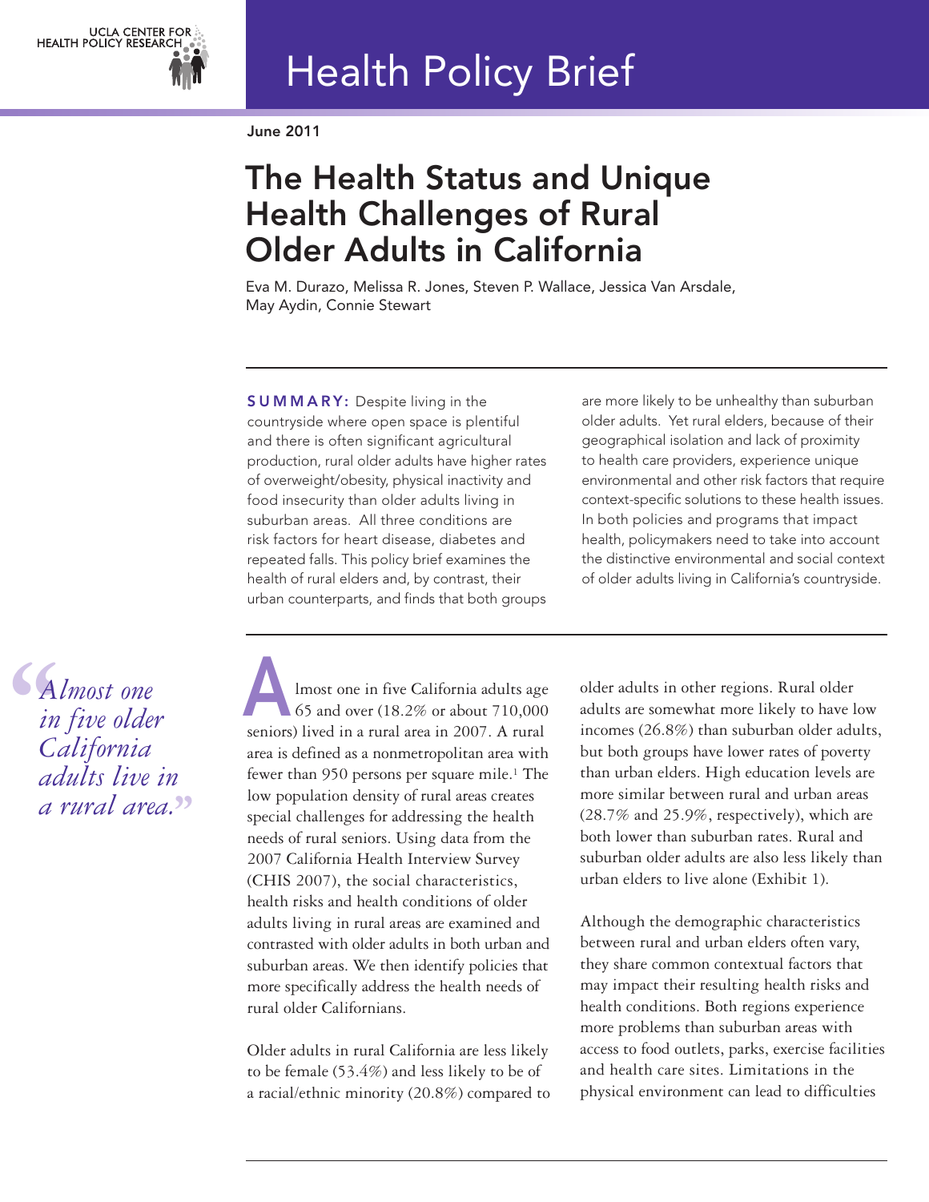UCLA CENTER FOR HEALTH POLICY RESEARCH

# Health Policy Brief

June 2011

## The Health Status and Unique Health Challenges of Rural Older Adults in California

Eva M. Durazo, Melissa R. Jones, Steven P. Wallace, Jessica Van Arsdale, May Aydin, Connie Stewart

**SUMMARY:** Despite living in the countryside where open space is plentiful and there is often significant agricultural production, rural older adults have higher rates of overweight/obesity, physical inactivity and food insecurity than older adults living in suburban areas. All three conditions are risk factors for heart disease, diabetes and repeated falls. This policy brief examines the health of rural elders and, by contrast, their urban counterparts, and finds that both groups are more likely to be unhealthy than suburban older adults. Yet rural elders, because of their geographical isolation and lack of proximity to health care providers, experience unique environmental and other risk factors that require context-specific solutions to these health issues. In both policies and programs that impact health, policymakers need to take into account the distinctive environmental and social context of older adults living in California's countryside.

> *"Almost one in five older California adults live in a rural area."*

Almost one in five California adults age 65 and over (18.2% or about 710,000 seniors) lived in a rural area in 2007. A rural area is defined as a nonmetropolitan area with fewer than 950 persons per square mile.[1] The low population density of rural areas creates special challenges for addressing the health needs of rural seniors. Using data from the 2007 California Health Interview Survey (CHIS 2007), the social characteristics, health risks and health conditions of older adults living in rural areas are examined and contrasted with older adults in both urban and suburban areas. We then identify policies that more specifically address the health needs of rural older Californians.

Older adults in rural California are less likely to be female (53.4%) and less likely to be of a racial/ethnic minority (20.8%) compared to older adults in other regions. Rural older adults are somewhat more likely to have low incomes (26.8%) than suburban older adults, but both groups have lower rates of poverty than urban elders. High education levels are more similar between rural and urban areas (28.7% and 25.9%, respectively), which are both lower than suburban rates. Rural and suburban older adults are also less likely than urban elders to live alone (Exhibit 1).

Although the demographic characteristics between rural and urban elders often vary, they share common contextual factors that may impact their resulting health risks and health conditions. Both regions experience more problems than suburban areas with access to food outlets, parks, exercise facilities and health care sites. Limitations in the physical environment can lead to difficulties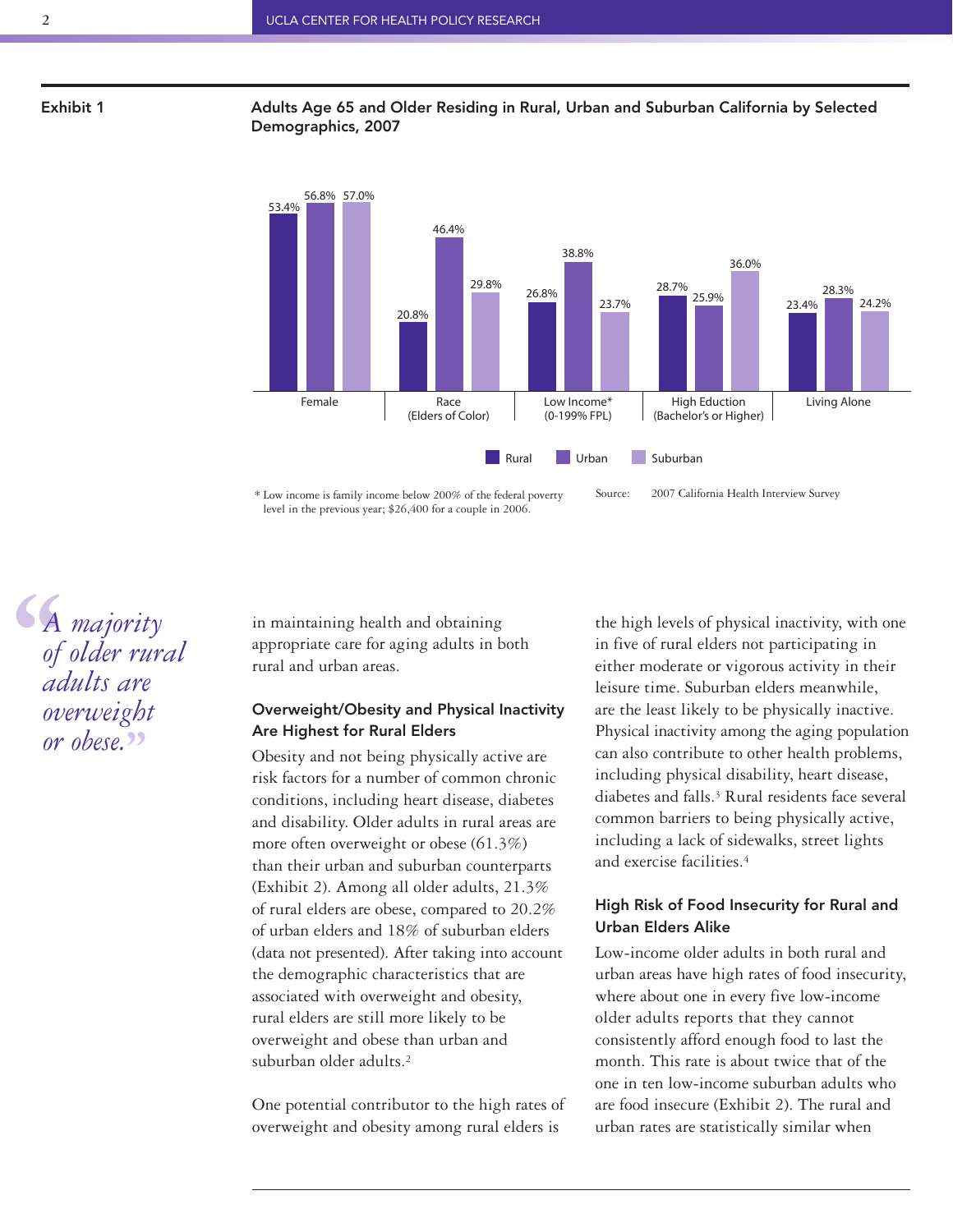**Exhibit 1**

**Adults Age 65 and Older Residing in Rural, Urban and Suburban California by Selected Demographics, 2007**

| | Rural | Urban | Suburban |
|---|---|---|---|
| Female | 53.4% | 56.8% | 57.0% |
| Race (Elders of Color) | 20.8% | 46.4% | 29.8% |
| Low Income* (0-199% FPL) | 26.8% | 38.8% | 23.7% |
| High Eduction (Bachelor's or Higher) | 28.7% | 25.9% | 36.0% |
| Living Alone | 23.4% | 28.3% | 24.2% |

\* Low income is family income below 200% of the federal poverty level in the previous year; $26,400 for a couple in 2006.

Source: 2007 California Health Interview Survey

> *"A majority of older rural adults are overweight or obese."*

in maintaining health and obtaining appropriate care for aging adults in both rural and urban areas.

### Overweight/Obesity and Physical Inactivity Are Highest for Rural Elders

Obesity and not being physically active are risk factors for a number of common chronic conditions, including heart disease, diabetes and disability. Older adults in rural areas are more often overweight or obese (61.3%) than their urban and suburban counterparts (Exhibit 2). Among all older adults, 21.3% of rural elders are obese, compared to 20.2% of urban elders and 18% of suburban elders (data not presented). After taking into account the demographic characteristics that are associated with overweight and obesity, rural elders are still more likely to be overweight and obese than urban and suburban older adults.[2]

One potential contributor to the high rates of overweight and obesity among rural elders is the high levels of physical inactivity, with one in five of rural elders not participating in either moderate or vigorous activity in their leisure time. Suburban elders meanwhile, are the least likely to be physically inactive. Physical inactivity among the aging population can also contribute to other health problems, including physical disability, heart disease, diabetes and falls.[3] Rural residents face several common barriers to being physically active, including a lack of sidewalks, street lights and exercise facilities.[4]

### High Risk of Food Insecurity for Rural and Urban Elders Alike

Low-income older adults in both rural and urban areas have high rates of food insecurity, where about one in every five low-income older adults reports that they cannot consistently afford enough food to last the month. This rate is about twice that of the one in ten low-income suburban adults who are food insecure (Exhibit 2). The rural and urban rates are statistically similar when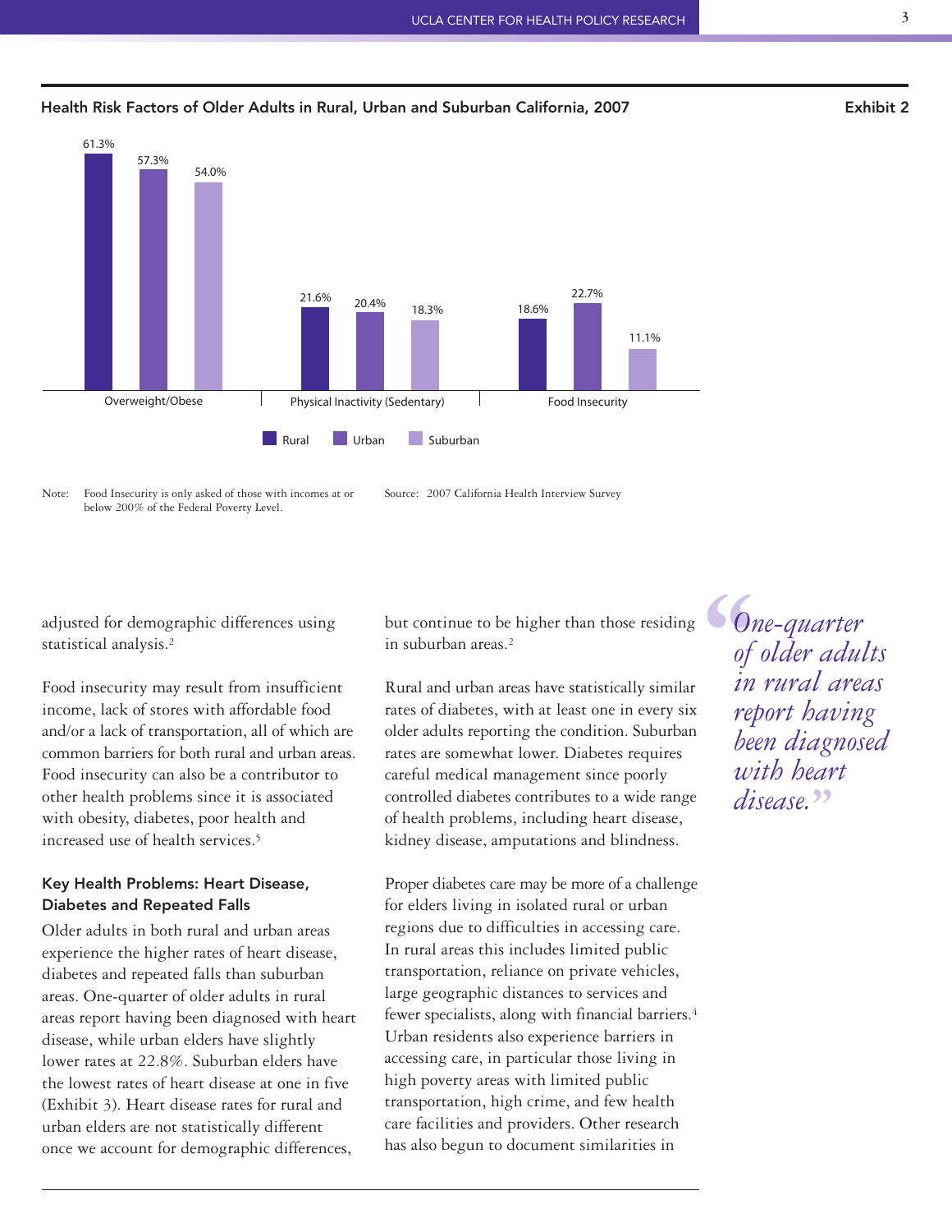## Health Risk Factors of Older Adults in Rural, Urban and Suburban California, 2007

**Exhibit 2**

| | Rural | Urban | Suburban |
|---|---|---|---|
| Overweight/Obese | 61.3% | 57.3% | 54.0% |
| Physical Inactivity (Sedentary) | 21.6% | 20.4% | 18.3% |
| Food Insecurity | 18.6% | 22.7% | 11.1% |

Note: Food Insecurity is only asked of those with incomes at or below 200% of the Federal Poverty Level.

Source: 2007 California Health Interview Survey

adjusted for demographic differences using statistical analysis.[2]

Food insecurity may result from insufficient income, lack of stores with affordable food and/or a lack of transportation, all of which are common barriers for both rural and urban areas. Food insecurity can also be a contributor to other health problems since it is associated with obesity, diabetes, poor health and increased use of health services.[5]

### Key Health Problems: Heart Disease, Diabetes and Repeated Falls

Older adults in both rural and urban areas experience the higher rates of heart disease, diabetes and repeated falls than suburban areas. One-quarter of older adults in rural areas report having been diagnosed with heart disease, while urban elders have slightly lower rates at 22.8%. Suburban elders have the lowest rates of heart disease at one in five (Exhibit 3). Heart disease rates for rural and urban elders are not statistically different once we account for demographic differences, but continue to be higher than those residing in suburban areas.[2]

Rural and urban areas have statistically similar rates of diabetes, with at least one in every six older adults reporting the condition. Suburban rates are somewhat lower. Diabetes requires careful medical management since poorly controlled diabetes contributes to a wide range of health problems, including heart disease, kidney disease, amputations and blindness.

Proper diabetes care may be more of a challenge for elders living in isolated rural or urban regions due to difficulties in accessing care. In rural areas this includes limited public transportation, reliance on private vehicles, large geographic distances to services and fewer specialists, along with financial barriers.[4] Urban residents also experience barriers in accessing care, in particular those living in high poverty areas with limited public transportation, high crime, and few health care facilities and providers. Other research has also begun to document similarities in

> *"One-quarter of older adults in rural areas report having been diagnosed with heart disease."*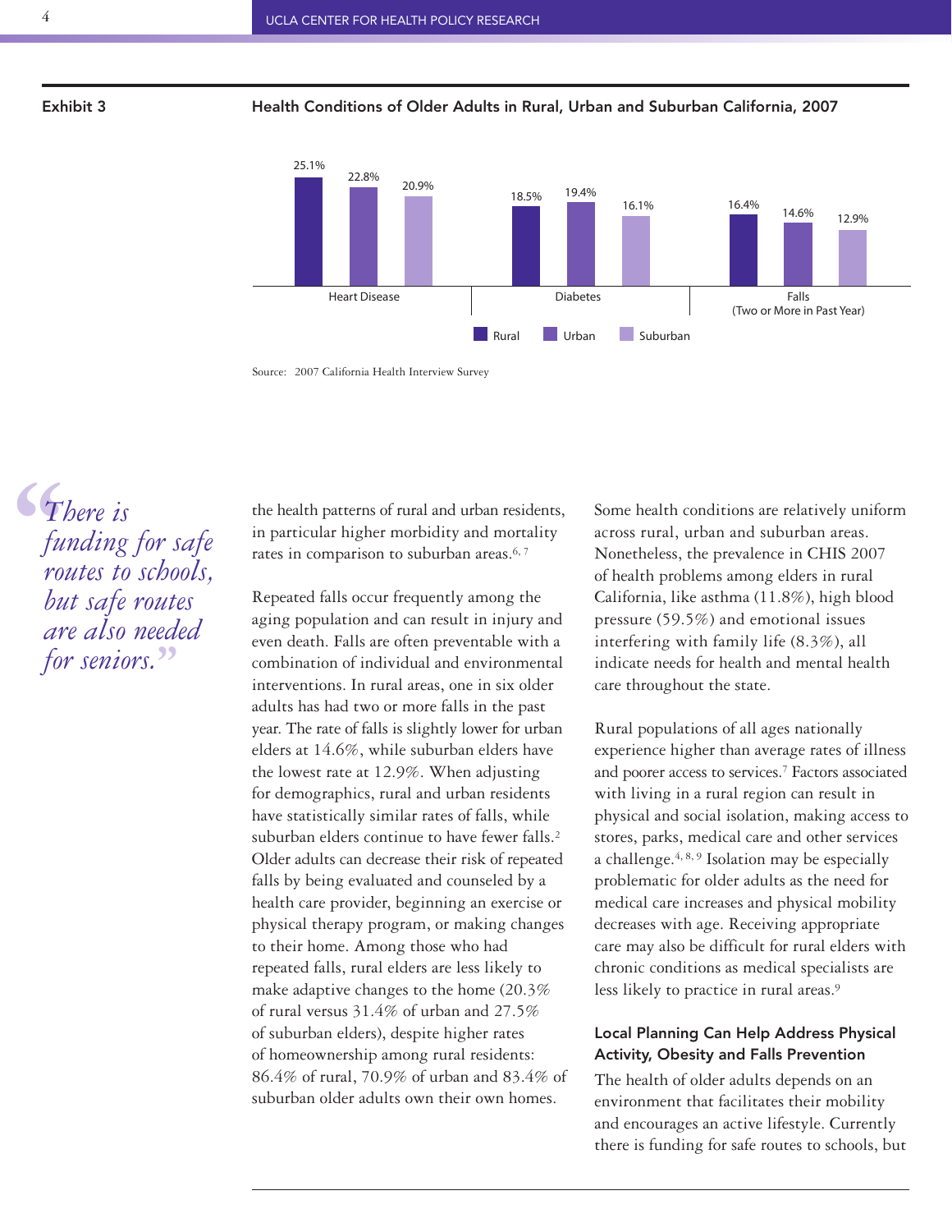**Exhibit 3**

**Health Conditions of Older Adults in Rural, Urban and Suburban California, 2007**

| | Rural | Urban | Suburban |
|---|---|---|---|
| Heart Disease | 25.1% | 22.8% | 20.9% |
| Diabetes | 18.5% | 19.4% | 16.1% |
| Falls (Two or More in Past Year) | 16.4% | 14.6% | 12.9% |

Source: 2007 California Health Interview Survey

> *"There is funding for safe routes to schools, but safe routes are also needed for seniors."*

the health patterns of rural and urban residents, in particular higher morbidity and mortality rates in comparison to suburban areas.[6, 7]

Repeated falls occur frequently among the aging population and can result in injury and even death. Falls are often preventable with a combination of individual and environmental interventions. In rural areas, one in six older adults has had two or more falls in the past year. The rate of falls is slightly lower for urban elders at 14.6%, while suburban elders have the lowest rate at 12.9%. When adjusting for demographics, rural and urban residents have statistically similar rates of falls, while suburban elders continue to have fewer falls.[2] Older adults can decrease their risk of repeated falls by being evaluated and counseled by a health care provider, beginning an exercise or physical therapy program, or making changes to their home. Among those who had repeated falls, rural elders are less likely to make adaptive changes to the home (20.3% of rural versus 31.4% of urban and 27.5% of suburban elders), despite higher rates of homeownership among rural residents: 86.4% of rural, 70.9% of urban and 83.4% of suburban older adults own their own homes.

Some health conditions are relatively uniform across rural, urban and suburban areas. Nonetheless, the prevalence in CHIS 2007 of health problems among elders in rural California, like asthma (11.8%), high blood pressure (59.5%) and emotional issues interfering with family life (8.3%), all indicate needs for health and mental health care throughout the state.

Rural populations of all ages nationally experience higher than average rates of illness and poorer access to services.[7] Factors associated with living in a rural region can result in physical and social isolation, making access to stores, parks, medical care and other services a challenge.[4, 8, 9] Isolation may be especially problematic for older adults as the need for medical care increases and physical mobility decreases with age. Receiving appropriate care may also be difficult for rural elders with chronic conditions as medical specialists are less likely to practice in rural areas.[9]

### Local Planning Can Help Address Physical Activity, Obesity and Falls Prevention

The health of older adults depends on an environment that facilitates their mobility and encourages an active lifestyle. Currently there is funding for safe routes to schools, but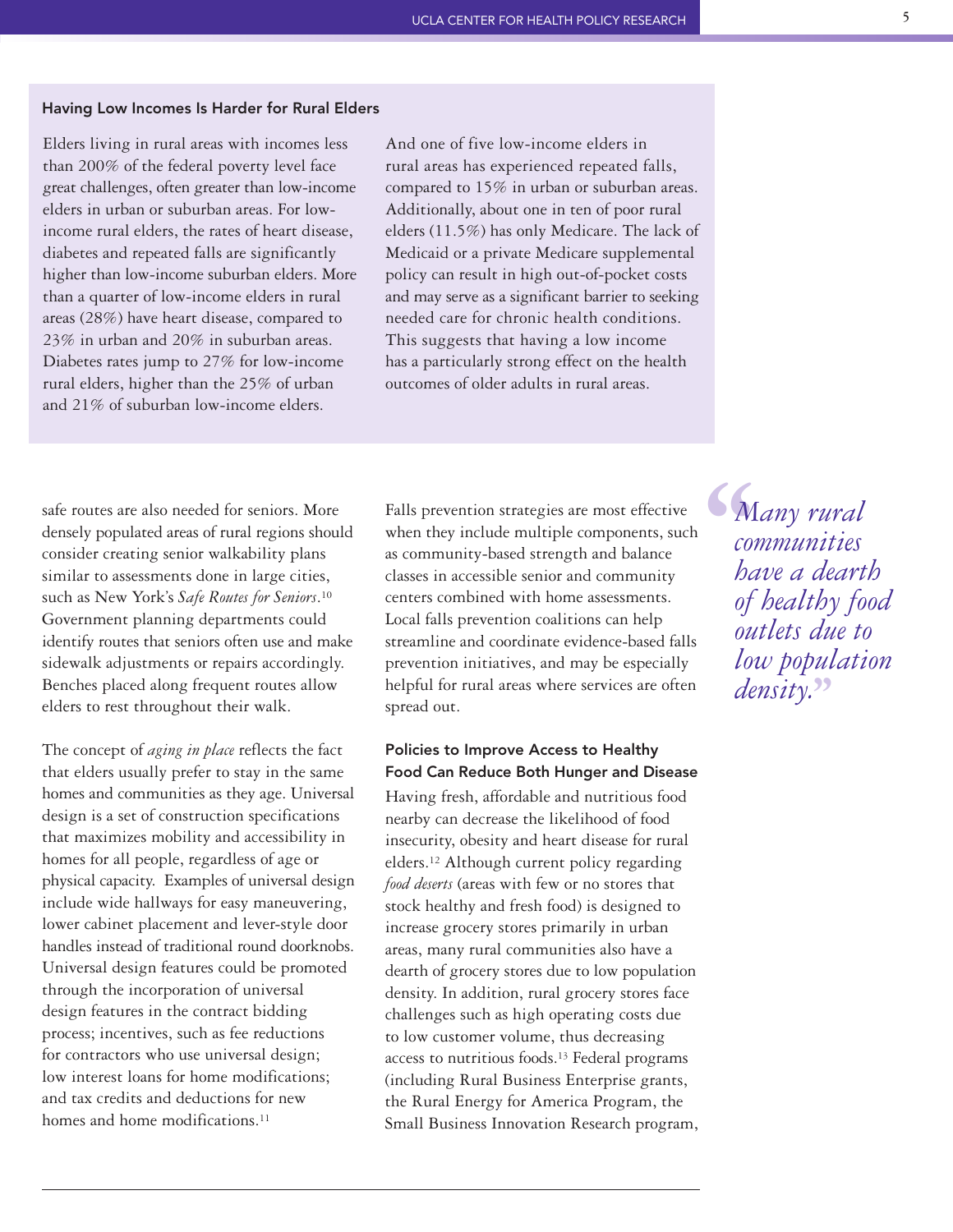### Having Low Incomes Is Harder for Rural Elders

Elders living in rural areas with incomes less than 200% of the federal poverty level face great challenges, often greater than low-income elders in urban or suburban areas. For low-income rural elders, the rates of heart disease, diabetes and repeated falls are significantly higher than low-income suburban elders. More than a quarter of low-income elders in rural areas (28%) have heart disease, compared to 23% in urban and 20% in suburban areas. Diabetes rates jump to 27% for low-income rural elders, higher than the 25% of urban and 21% of suburban low-income elders.

And one of five low-income elders in rural areas has experienced repeated falls, compared to 15% in urban or suburban areas. Additionally, about one in ten of poor rural elders (11.5%) has only Medicare. The lack of Medicaid or a private Medicare supplemental policy can result in high out-of-pocket costs and may serve as a significant barrier to seeking needed care for chronic health conditions. This suggests that having a low income has a particularly strong effect on the health outcomes of older adults in rural areas.

safe routes are also needed for seniors. More densely populated areas of rural regions should consider creating senior walkability plans similar to assessments done in large cities, such as New York's *Safe Routes for Seniors*.[10] Government planning departments could identify routes that seniors often use and make sidewalk adjustments or repairs accordingly. Benches placed along frequent routes allow elders to rest throughout their walk.

The concept of *aging in place* reflects the fact that elders usually prefer to stay in the same homes and communities as they age. Universal design is a set of construction specifications that maximizes mobility and accessibility in homes for all people, regardless of age or physical capacity. Examples of universal design include wide hallways for easy maneuvering, lower cabinet placement and lever-style door handles instead of traditional round doorknobs. Universal design features could be promoted through the incorporation of universal design features in the contract bidding process; incentives, such as fee reductions for contractors who use universal design; low interest loans for home modifications; and tax credits and deductions for new homes and home modifications.[11]

Falls prevention strategies are most effective when they include multiple components, such as community-based strength and balance classes in accessible senior and community centers combined with home assessments. Local falls prevention coalitions can help streamline and coordinate evidence-based falls prevention initiatives, and may be especially helpful for rural areas where services are often spread out.

### Policies to Improve Access to Healthy Food Can Reduce Both Hunger and Disease

Having fresh, affordable and nutritious food nearby can decrease the likelihood of food insecurity, obesity and heart disease for rural elders.[12] Although current policy regarding *food deserts* (areas with few or no stores that stock healthy and fresh food) is designed to increase grocery stores primarily in urban areas, many rural communities also have a dearth of grocery stores due to low population density. In addition, rural grocery stores face challenges such as high operating costs due to low customer volume, thus decreasing access to nutritious foods.[13] Federal programs (including Rural Business Enterprise grants, the Rural Energy for America Program, the Small Business Innovation Research program,

> *"Many rural communities have a dearth of healthy food outlets due to low population density."*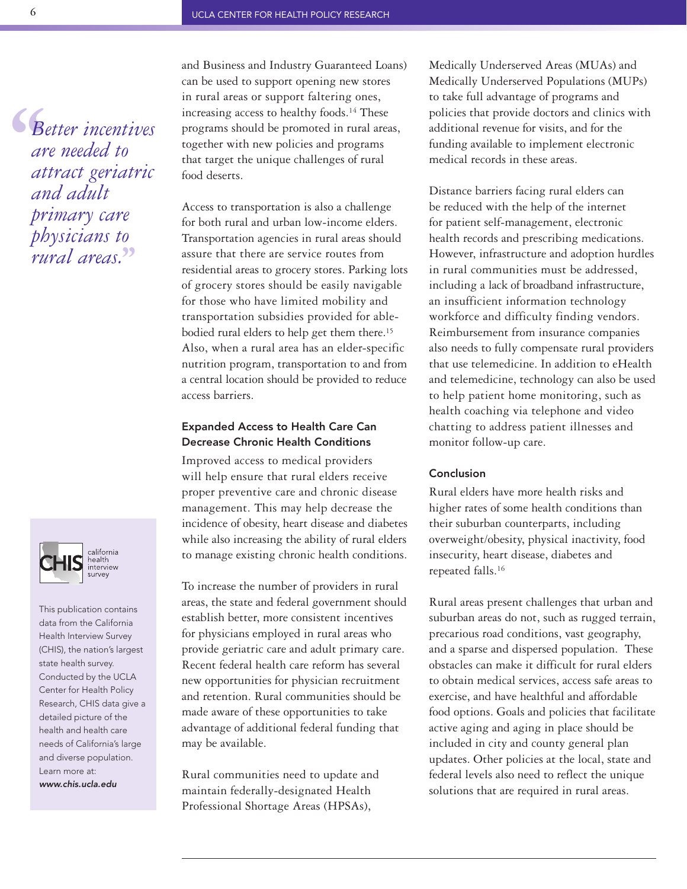> *"Better incentives are needed to attract geriatric and adult primary care physicians to rural areas."*

and Business and Industry Guaranteed Loans) can be used to support opening new stores in rural areas or support faltering ones, increasing access to healthy foods.[14] These programs should be promoted in rural areas, together with new policies and programs that target the unique challenges of rural food deserts.

Access to transportation is also a challenge for both rural and urban low-income elders. Transportation agencies in rural areas should assure that there are service routes from residential areas to grocery stores. Parking lots of grocery stores should be easily navigable for those who have limited mobility and transportation subsidies provided for able-bodied rural elders to help get them there.[15] Also, when a rural area has an elder-specific nutrition program, transportation to and from a central location should be provided to reduce access barriers.

### Expanded Access to Health Care Can Decrease Chronic Health Conditions

Improved access to medical providers will help ensure that rural elders receive proper preventive care and chronic disease management. This may help decrease the incidence of obesity, heart disease and diabetes while also increasing the ability of rural elders to manage existing chronic health conditions.

To increase the number of providers in rural areas, the state and federal government should establish better, more consistent incentives for physicians employed in rural areas who provide geriatric care and adult primary care. Recent federal health care reform has several new opportunities for physician recruitment and retention. Rural communities should be made aware of these opportunities to take advantage of additional federal funding that may be available.

Rural communities need to update and maintain federally-designated Health Professional Shortage Areas (HPSAs), Medically Underserved Areas (MUAs) and Medically Underserved Populations (MUPs) to take full advantage of programs and policies that provide doctors and clinics with additional revenue for visits, and for the funding available to implement electronic medical records in these areas.

Distance barriers facing rural elders can be reduced with the help of the internet for patient self-management, electronic health records and prescribing medications. However, infrastructure and adoption hurdles in rural communities must be addressed, including a lack of broadband infrastructure, an insufficient information technology workforce and difficulty finding vendors. Reimbursement from insurance companies also needs to fully compensate rural providers that use telemedicine. In addition to eHealth and telemedicine, technology can also be used to help patient home monitoring, such as health coaching via telephone and video chatting to address patient illnesses and monitor follow-up care.

### Conclusion

Rural elders have more health risks and higher rates of some health conditions than their suburban counterparts, including overweight/obesity, physical inactivity, food insecurity, heart disease, diabetes and repeated falls.[16]

Rural areas present challenges that urban and suburban areas do not, such as rugged terrain, precarious road conditions, vast geography, and a sparse and dispersed population. These obstacles can make it difficult for rural elders to obtain medical services, access safe areas to exercise, and have healthful and affordable food options. Goals and policies that facilitate active aging and aging in place should be included in city and county general plan updates. Other policies at the local, state and federal levels also need to reflect the unique solutions that are required in rural areas.

---

**CHIS** california health interview survey

This publication contains data from the California Health Interview Survey (CHIS), the nation's largest state health survey. Conducted by the UCLA Center for Health Policy Research, CHIS data give a detailed picture of the health and health care needs of California's large and diverse population. Learn more at: ***www.chis.ucla.edu***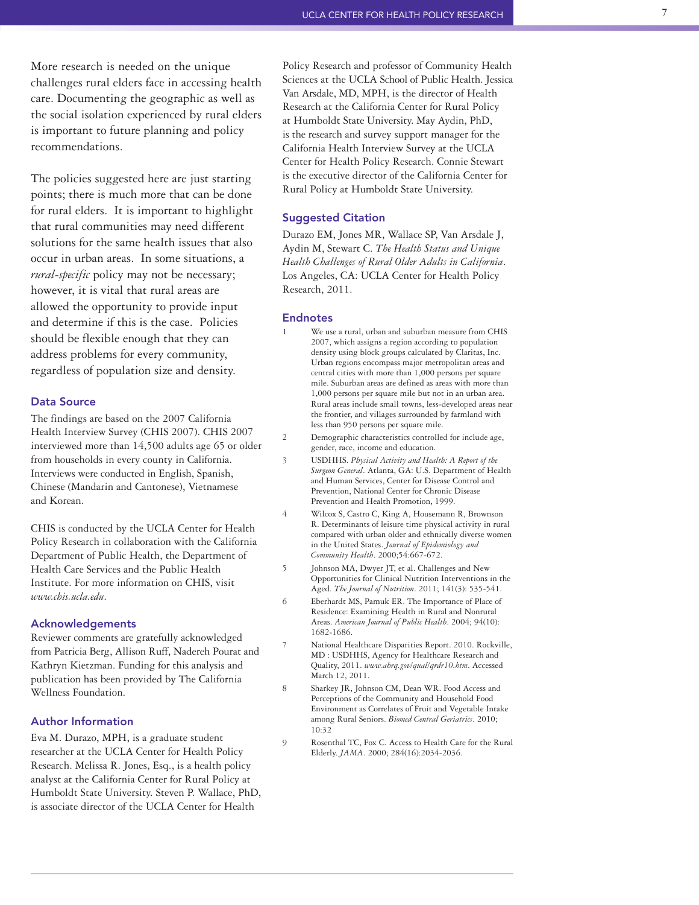More research is needed on the unique challenges rural elders face in accessing health care. Documenting the geographic as well as the social isolation experienced by rural elders is important to future planning and policy recommendations.

The policies suggested here are just starting points; there is much more that can be done for rural elders. It is important to highlight that rural communities may need different solutions for the same health issues that also occur in urban areas. In some situations, a *rural-specific* policy may not be necessary; however, it is vital that rural areas are allowed the opportunity to provide input and determine if this is the case. Policies should be flexible enough that they can address problems for every community, regardless of population size and density.

## Data Source

The findings are based on the 2007 California Health Interview Survey (CHIS 2007). CHIS 2007 interviewed more than 14,500 adults age 65 or older from households in every county in California. Interviews were conducted in English, Spanish, Chinese (Mandarin and Cantonese), Vietnamese and Korean.

CHIS is conducted by the UCLA Center for Health Policy Research in collaboration with the California Department of Public Health, the Department of Health Care Services and the Public Health Institute. For more information on CHIS, visit *www.chis.ucla.edu*.

## Acknowledgements

Reviewer comments are gratefully acknowledged from Patricia Berg, Allison Ruff, Nadereh Pourat and Kathryn Kietzman. Funding for this analysis and publication has been provided by The California Wellness Foundation.

## Author Information

Eva M. Durazo, MPH, is a graduate student researcher at the UCLA Center for Health Policy Research. Melissa R. Jones, Esq., is a health policy analyst at the California Center for Rural Policy at Humboldt State University. Steven P. Wallace, PhD, is associate director of the UCLA Center for Health Policy Research and professor of Community Health Sciences at the UCLA School of Public Health. Jessica Van Arsdale, MD, MPH, is the director of Health Research at the California Center for Rural Policy at Humboldt State University. May Aydin, PhD, is the research and survey support manager for the California Health Interview Survey at the UCLA Center for Health Policy Research. Connie Stewart is the executive director of the California Center for Rural Policy at Humboldt State University.

## Suggested Citation

Durazo EM, Jones MR, Wallace SP, Van Arsdale J, Aydin M, Stewart C. *The Health Status and Unique Health Challenges of Rural Older Adults in California*. Los Angeles, CA: UCLA Center for Health Policy Research, 2011.

## Endnotes

1. We use a rural, urban and suburban measure from CHIS 2007, which assigns a region according to population density using block groups calculated by Claritas, Inc. Urban regions encompass major metropolitan areas and central cities with more than 1,000 persons per square mile. Suburban areas are defined as areas with more than 1,000 persons per square mile but not in an urban area. Rural areas include small towns, less-developed areas near the frontier, and villages surrounded by farmland with less than 950 persons per square mile.
2. Demographic characteristics controlled for include age, gender, race, income and education.
3. USDHHS. *Physical Activity and Health: A Report of the Surgeon General*. Atlanta, GA: U.S. Department of Health and Human Services, Center for Disease Control and Prevention, National Center for Chronic Disease Prevention and Health Promotion, 1999.
4. Wilcox S, Castro C, King A, Housemann R, Brownson R. Determinants of leisure time physical activity in rural compared with urban older and ethnically diverse women in the United States. *Journal of Epidemiology and Community Health*. 2000;54:667-672.
5. Johnson MA, Dwyer JT, et al. Challenges and New Opportunities for Clinical Nutrition Interventions in the Aged. *The Journal of Nutrition*. 2011; 141(3): 535-541.
6. Eberhardt MS, Pamuk ER. The Importance of Place of Residence: Examining Health in Rural and Nonrural Areas. *American Journal of Public Health*. 2004; 94(10): 1682-1686.
7. National Healthcare Disparities Report. 2010. Rockville, MD : USDHHS, Agency for Healthcare Research and Quality, 2011. *www.ahrq.gov/qual/qrdr10.htm*. Accessed March 12, 2011.
8. Sharkey JR, Johnson CM, Dean WR. Food Access and Perceptions of the Community and Household Food Environment as Correlates of Fruit and Vegetable Intake among Rural Seniors. *Biomed Central Geriatrics*. 2010; 10:32
9. Rosenthal TC, Fox C. Access to Health Care for the Rural Elderly. *JAMA*. 2000; 284(16):2034-2036.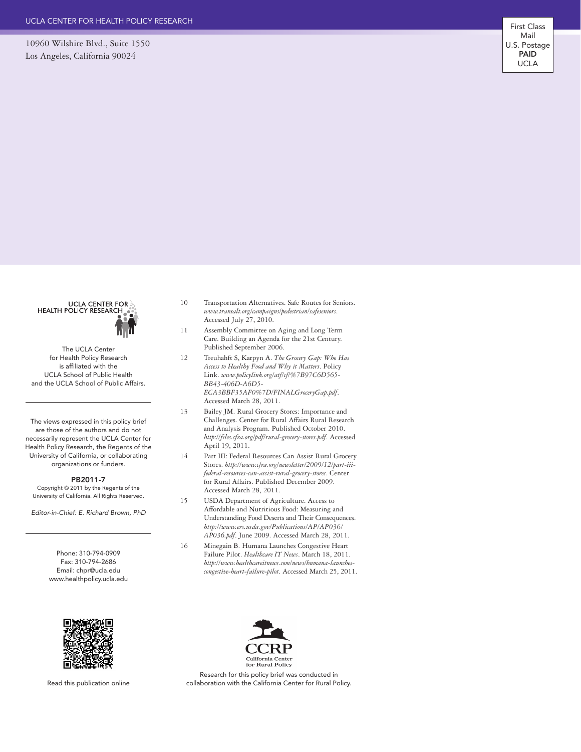UCLA CENTER FOR HEALTH POLICY RESEARCH

10960 Wilshire Blvd., Suite 1550
Los Angeles, California 90024

First Class Mail
U.S. Postage
**PAID**
UCLA

UCLA CENTER FOR HEALTH POLICY RESEARCH

The UCLA Center for Health Policy Research is affiliated with the UCLA School of Public Health and the UCLA School of Public Affairs.

The views expressed in this policy brief are those of the authors and do not necessarily represent the UCLA Center for Health Policy Research, the Regents of the University of California, or collaborating organizations or funders.

**PB2011-7**
Copyright © 2011 by the Regents of the University of California. All Rights Reserved.

*Editor-in-Chief: E. Richard Brown, PhD*

Phone: 310-794-0909
Fax: 310-794-2686
Email: chpr@ucla.edu
www.healthpolicy.ucla.edu

10. Transportation Alternatives. Safe Routes for Seniors. *www.transalt.org/campaigns/pedestrian/safeseniors*. Accessed July 27, 2010.
11. Assembly Committee on Aging and Long Term Care. Building an Agenda for the 21st Century. Published September 2006.
12. Treuhahft S, Karpyn A. *The Grocery Gap: Who Has Access to Healthy Food and Why it Matters*. Policy Link. *www.policylink.org/atf/cf/%7B97C6D565-BB43-406D-A6D5-ECA3BBF35AF0%7D/FINALGroceryGap.pdf*. Accessed March 28, 2011.
13. Bailey JM. Rural Grocery Stores: Importance and Challenges. Center for Rural Affairs Rural Research and Analysis Program. Published October 2010. *http://files.cfra.org/pdf/rural-grocery-stores.pdf*. Accessed April 19, 2011.
14. Part III: Federal Resources Can Assist Rural Grocery Stores. *http://www.cfra.org/newsletter/2009/12/part-iii-federal-resources-can-assist-rural-grocery-stores*. Center for Rural Affairs. Published December 2009. Accessed March 28, 2011.
15. USDA Department of Agriculture. Access to Affordable and Nutritious Food: Measuring and Understanding Food Deserts and Their Consequences. *http://www.ers.usda.gov/Publications/AP/AP036/AP036.pdf*. June 2009. Accessed March 28, 2011.
16. Minegain B. Humana Launches Congestive Heart Failure Pilot. *Healthcare IT News*. March 18, 2011. *http://www.healthcareitnews.com/news/humana-launches-congestive-heart-failure-pilot*. Accessed March 25, 2011.

Read this publication online

CCRP
California Center for Rural Policy

Research for this policy brief was conducted in collaboration with the California Center for Rural Policy.